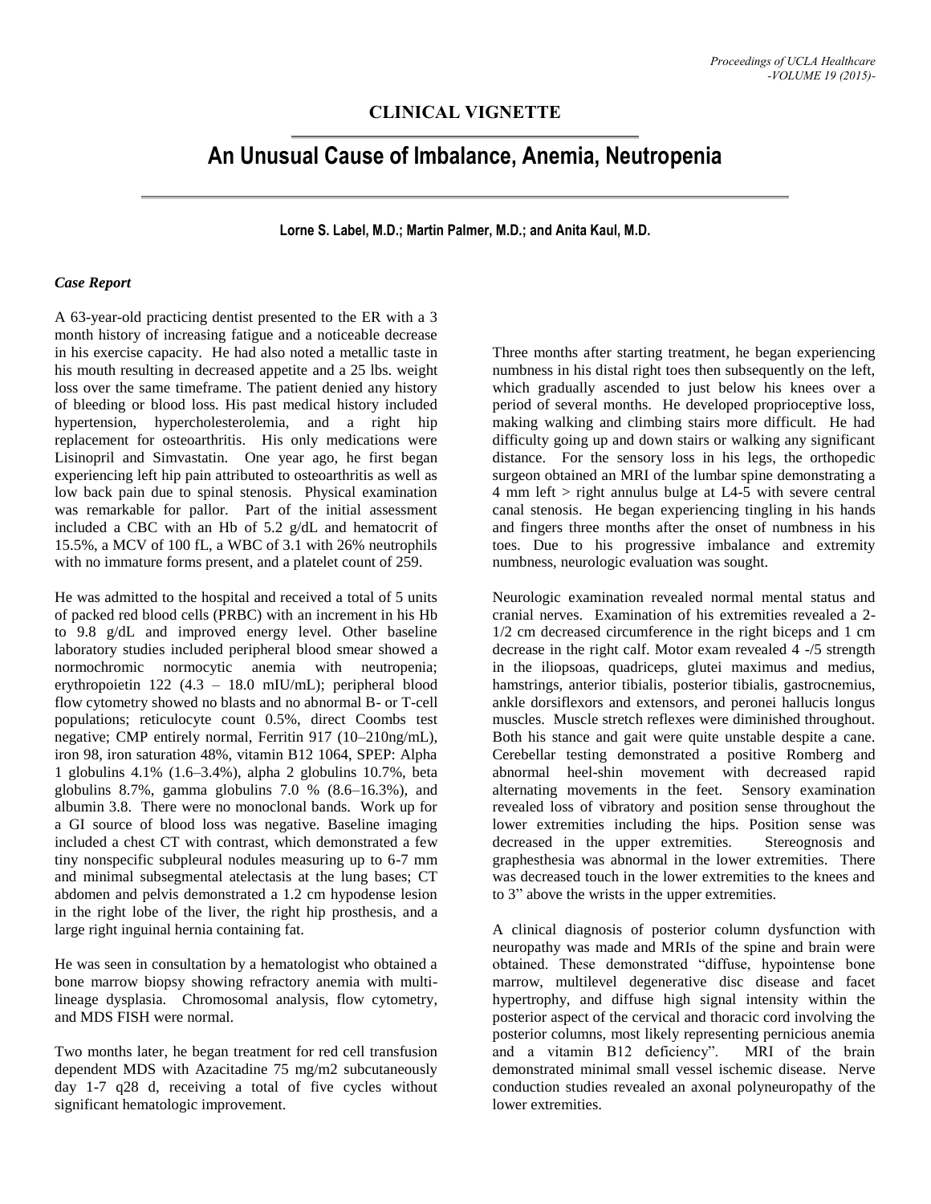**CLINICAL VIGNETTE**

# An Unusual Cause of Imbalance, Anemia, Neutropenia

**Lorne S. Label, M.D.; Martin Palmer, M.D.; and Anita Kaul, M.D.**

### *Case Report*

A 63-year-old practicing dentist presented to the ER with a 3 month history of increasing fatigue and a noticeable decrease in his exercise capacity. He had also noted a metallic taste in his mouth resulting in decreased appetite and a 25 lbs. weight loss over the same timeframe. The patient denied any history of bleeding or blood loss. His past medical history included hypertension, hypercholesterolemia, and a right hip replacement for osteoarthritis. His only medications were Lisinopril and Simvastatin. One year ago, he first began experiencing left hip pain attributed to osteoarthritis as well as low back pain due to spinal stenosis. Physical examination was remarkable for pallor. Part of the initial assessment included a CBC with an Hb of 5.2 g/dL and hematocrit of 15.5%, a MCV of 100 fL, a WBC of 3.1 with 26% neutrophils with no immature forms present, and a platelet count of 259.

He was admitted to the hospital and received a total of 5 units of packed red blood cells (PRBC) with an increment in his Hb to 9.8 g/dL and improved energy level. Other baseline laboratory studies included peripheral blood smear showed a normochromic normocytic anemia with neutropenia; erythropoietin 122 (4.3 – 18.0 mIU/mL); peripheral blood flow cytometry showed no blasts and no abnormal B- or T-cell populations; reticulocyte count 0.5%, direct Coombs test negative; CMP entirely normal, Ferritin 917 (10–210ng/mL), iron 98, iron saturation 48%, vitamin B12 1064, SPEP: Alpha 1 globulins 4.1% (1.6–3.4%), alpha 2 globulins 10.7%, beta globulins 8.7%, gamma globulins 7.0 % (8.6–16.3%), and albumin 3.8. There were no monoclonal bands. Work up for a GI source of blood loss was negative. Baseline imaging included a chest CT with contrast, which demonstrated a few tiny nonspecific subpleural nodules measuring up to 6-7 mm and minimal subsegmental atelectasis at the lung bases; CT abdomen and pelvis demonstrated a 1.2 cm hypodense lesion in the right lobe of the liver, the right hip prosthesis, and a large right inguinal hernia containing fat.

He was seen in consultation by a hematologist who obtained a bone marrow biopsy showing refractory anemia with multi-lineage dysplasia. Chromosomal analysis, flow cytometry, and MDS FISH were normal.

Two months later, he began treatment for red cell transfusion dependent MDS with Azacitadine 75 mg/m2 subcutaneously day 1-7 q28 d, receiving a total of five cycles without significant hematologic improvement.

Three months after starting treatment, he began experiencing numbness in his distal right toes then subsequently on the left, which gradually ascended to just below his knees over a period of several months. He developed proprioceptive loss, making walking and climbing stairs more difficult. He had difficulty going up and down stairs or walking any significant distance. For the sensory loss in his legs, the orthopedic surgeon obtained an MRI of the lumbar spine demonstrating a 4 mm left > right annulus bulge at L4-5 with severe central canal stenosis. He began experiencing tingling in his hands and fingers three months after the onset of numbness in his toes. Due to his progressive imbalance and extremity numbness, neurologic evaluation was sought.

Neurologic examination revealed normal mental status and cranial nerves. Examination of his extremities revealed a 2-1/2 cm decreased circumference in the right biceps and 1 cm decrease in the right calf. Motor exam revealed 4 -/5 strength in the iliopsoas, quadriceps, glutei maximus and medius, hamstrings, anterior tibialis, posterior tibialis, gastrocnemius, ankle dorsiflexors and extensors, and peronei hallucis longus muscles. Muscle stretch reflexes were diminished throughout. Both his stance and gait were quite unstable despite a cane. Cerebellar testing demonstrated a positive Romberg and abnormal heel-shin movement with decreased rapid alternating movements in the feet. Sensory examination revealed loss of vibratory and position sense throughout the lower extremities including the hips. Position sense was decreased in the upper extremities. Stereognosis and graphesthesia was abnormal in the lower extremities. There was decreased touch in the lower extremities to the knees and to 3" above the wrists in the upper extremities.

A clinical diagnosis of posterior column dysfunction with neuropathy was made and MRIs of the spine and brain were obtained. These demonstrated "diffuse, hypointense bone marrow, multilevel degenerative disc disease and facet hypertrophy, and diffuse high signal intensity within the posterior aspect of the cervical and thoracic cord involving the posterior columns, most likely representing pernicious anemia and a vitamin B12 deficiency". MRI of the brain demonstrated minimal small vessel ischemic disease. Nerve conduction studies revealed an axonal polyneuropathy of the lower extremities.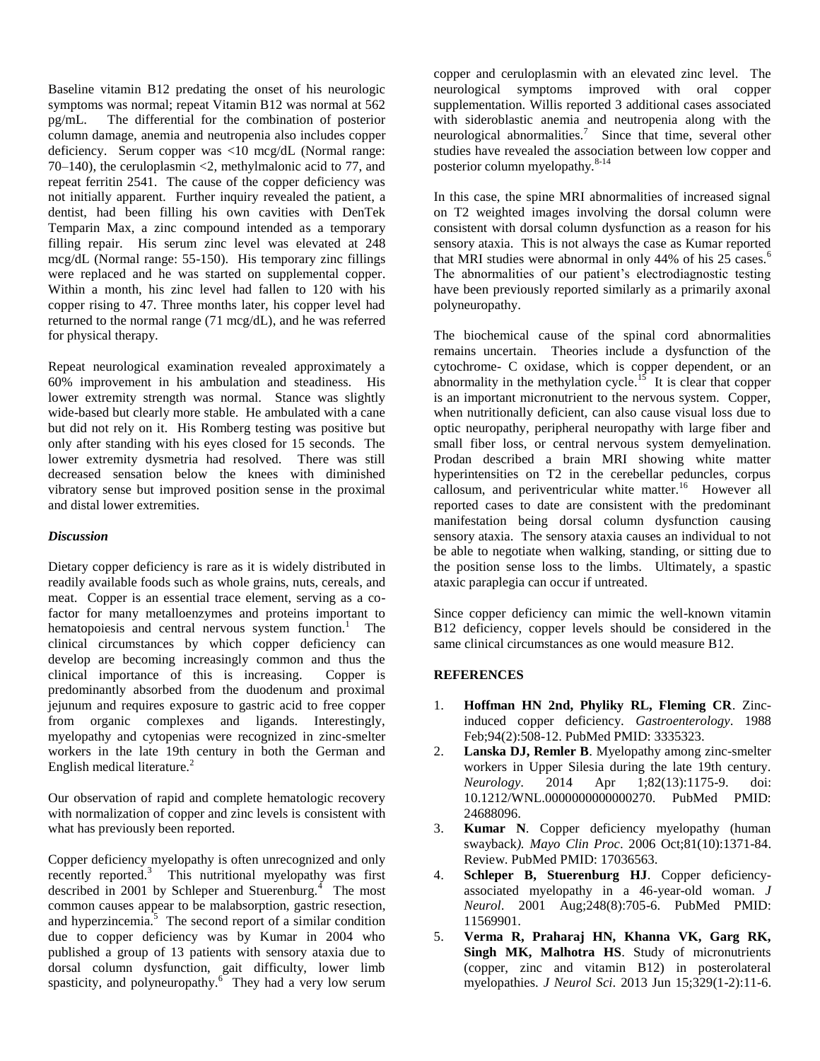Baseline vitamin B12 predating the onset of his neurologic symptoms was normal; repeat Vitamin B12 was normal at 562 pg/mL. The differential for the combination of posterior column damage, anemia and neutropenia also includes copper deficiency. Serum copper was <10 mcg/dL (Normal range: 70–140), the ceruloplasmin <2, methylmalonic acid to 77, and repeat ferritin 2541. The cause of the copper deficiency was not initially apparent. Further inquiry revealed the patient, a dentist, had been filling his own cavities with DenTek Temparin Max, a zinc compound intended as a temporary filling repair. His serum zinc level was elevated at 248 mcg/dL (Normal range: 55-150). His temporary zinc fillings were replaced and he was started on supplemental copper. Within a month, his zinc level had fallen to 120 with his copper rising to 47. Three months later, his copper level had returned to the normal range (71 mcg/dL), and he was referred for physical therapy.

Repeat neurological examination revealed approximately a 60% improvement in his ambulation and steadiness. His lower extremity strength was normal. Stance was slightly wide-based but clearly more stable. He ambulated with a cane but did not rely on it. His Romberg testing was positive but only after standing with his eyes closed for 15 seconds. The lower extremity dysmetria had resolved. There was still decreased sensation below the knees with diminished vibratory sense but improved position sense in the proximal and distal lower extremities.

### *Discussion*

Dietary copper deficiency is rare as it is widely distributed in readily available foods such as whole grains, nuts, cereals, and meat. Copper is an essential trace element, serving as a co-factor for many metalloenzymes and proteins important to hematopoiesis and central nervous system function.[1] The clinical circumstances by which copper deficiency can develop are becoming increasingly common and thus the clinical importance of this is increasing. Copper is predominantly absorbed from the duodenum and proximal jejunum and requires exposure to gastric acid to free copper from organic complexes and ligands. Interestingly, myelopathy and cytopenias were recognized in zinc-smelter workers in the late 19th century in both the German and English medical literature.[2]

Our observation of rapid and complete hematologic recovery with normalization of copper and zinc levels is consistent with what has previously been reported.

Copper deficiency myelopathy is often unrecognized and only recently reported.[3] This nutritional myelopathy was first described in 2001 by Schleper and Stuerenburg.[4] The most common causes appear to be malabsorption, gastric resection, and hyperzincemia.[5] The second report of a similar condition due to copper deficiency was by Kumar in 2004 who published a group of 13 patients with sensory ataxia due to dorsal column dysfunction, gait difficulty, lower limb spasticity, and polyneuropathy.[6] They had a very low serum copper and ceruloplasmin with an elevated zinc level. The neurological symptoms improved with oral copper supplementation. Willis reported 3 additional cases associated with sideroblastic anemia and neutropenia along with the neurological abnormalities.[7] Since that time, several other studies have revealed the association between low copper and posterior column myelopathy.[8-14]

In this case, the spine MRI abnormalities of increased signal on T2 weighted images involving the dorsal column were consistent with dorsal column dysfunction as a reason for his sensory ataxia. This is not always the case as Kumar reported that MRI studies were abnormal in only 44% of his 25 cases.[6] The abnormalities of our patient's electrodiagnostic testing have been previously reported similarly as a primarily axonal polyneuropathy.

The biochemical cause of the spinal cord abnormalities remains uncertain. Theories include a dysfunction of the cytochrome- C oxidase, which is copper dependent, or an abnormality in the methylation cycle.[15] It is clear that copper is an important micronutrient to the nervous system. Copper, when nutritionally deficient, can also cause visual loss due to optic neuropathy, peripheral neuropathy with large fiber and small fiber loss, or central nervous system demyelination. Prodan described a brain MRI showing white matter hyperintensities on T2 in the cerebellar peduncles, corpus callosum, and periventricular white matter.[16] However all reported cases to date are consistent with the predominant manifestation being dorsal column dysfunction causing sensory ataxia. The sensory ataxia causes an individual to not be able to negotiate when walking, standing, or sitting due to the position sense loss to the limbs. Ultimately, a spastic ataxic paraplegia can occur if untreated.

Since copper deficiency can mimic the well-known vitamin B12 deficiency, copper levels should be considered in the same clinical circumstances as one would measure B12.

### REFERENCES

1. **Hoffman HN 2nd, Phyliky RL, Fleming CR**. Zinc-induced copper deficiency. *Gastroenterology*. 1988 Feb;94(2):508-12. PubMed PMID: 3335323.
2. **Lanska DJ, Remler B**. Myelopathy among zinc-smelter workers in Upper Silesia during the late 19th century. *Neurology*. 2014 Apr 1;82(13):1175-9. doi: 10.1212/WNL.0000000000000270. PubMed PMID: 24688096.
3. **Kumar N**. Copper deficiency myelopathy (human swayback*). Mayo Clin Proc*. 2006 Oct;81(10):1371-84. Review. PubMed PMID: 17036563.
4. **Schleper B, Stuerenburg HJ**. Copper deficiency-associated myelopathy in a 46-year-old woman. *J Neurol*. 2001 Aug;248(8):705-6. PubMed PMID: 11569901.
5. **Verma R, Praharaj HN, Khanna VK, Garg RK, Singh MK, Malhotra HS**. Study of micronutrients (copper, zinc and vitamin B12) in posterolateral myelopathies. *J Neurol Sci*. 2013 Jun 15;329(1-2):11-6.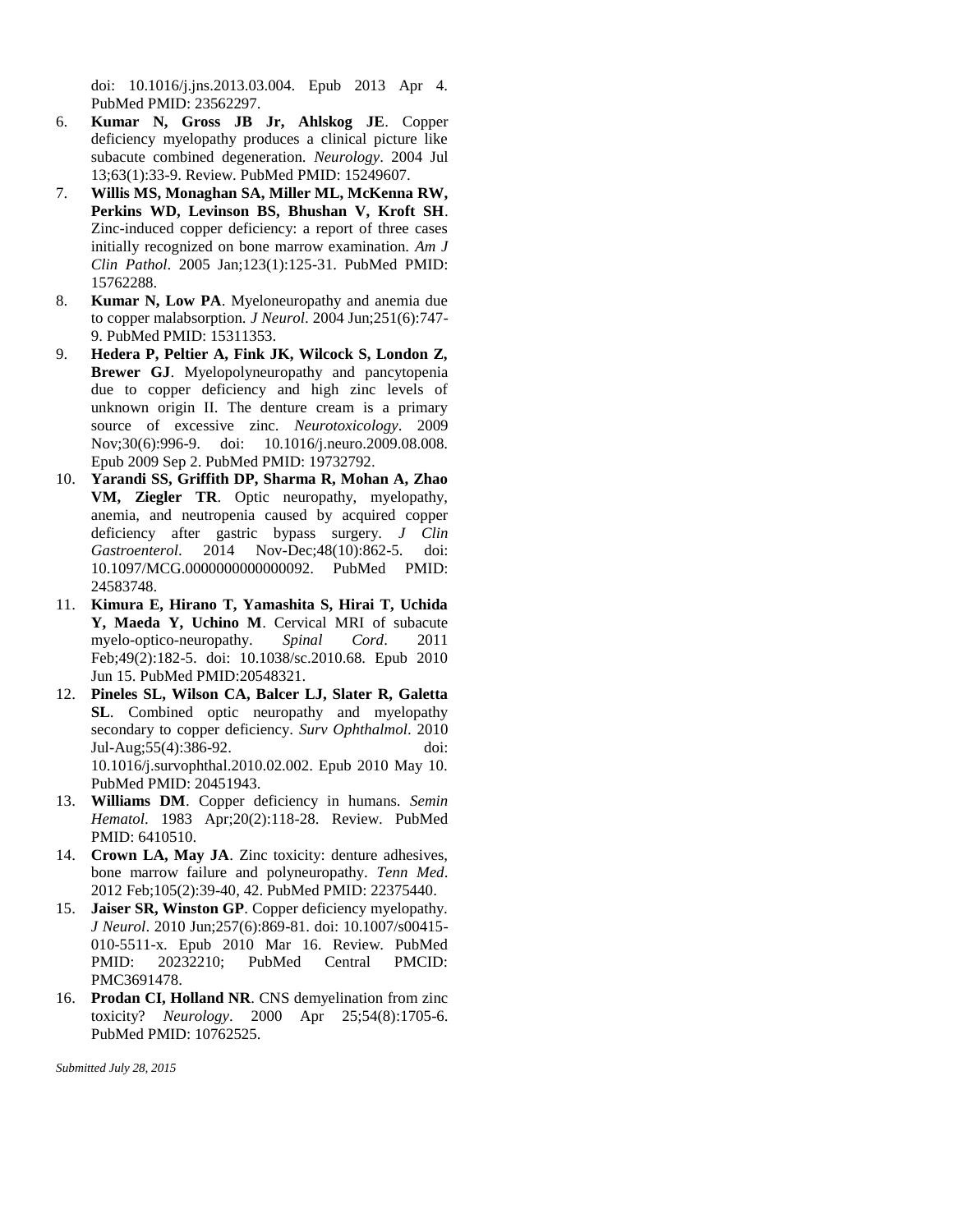doi: 10.1016/j.jns.2013.03.004. Epub 2013 Apr 4. PubMed PMID: 23562297.

6. **Kumar N, Gross JB Jr, Ahlskog JE**. Copper deficiency myelopathy produces a clinical picture like subacute combined degeneration. *Neurology*. 2004 Jul 13;63(1):33-9. Review. PubMed PMID: 15249607.
7. **Willis MS, Monaghan SA, Miller ML, McKenna RW, Perkins WD, Levinson BS, Bhushan V, Kroft SH**. Zinc-induced copper deficiency: a report of three cases initially recognized on bone marrow examination. *Am J Clin Pathol*. 2005 Jan;123(1):125-31. PubMed PMID: 15762288.
8. **Kumar N, Low PA**. Myeloneuropathy and anemia due to copper malabsorption. *J Neurol*. 2004 Jun;251(6):747-9. PubMed PMID: 15311353.
9. **Hedera P, Peltier A, Fink JK, Wilcock S, London Z, Brewer GJ**. Myelopolyneuropathy and pancytopenia due to copper deficiency and high zinc levels of unknown origin II. The denture cream is a primary source of excessive zinc. *Neurotoxicology*. 2009 Nov;30(6):996-9. doi: 10.1016/j.neuro.2009.08.008. Epub 2009 Sep 2. PubMed PMID: 19732792.
10. **Yarandi SS, Griffith DP, Sharma R, Mohan A, Zhao VM, Ziegler TR**. Optic neuropathy, myelopathy, anemia, and neutropenia caused by acquired copper deficiency after gastric bypass surgery. *J Clin Gastroenterol*. 2014 Nov-Dec;48(10):862-5. doi: 10.1097/MCG.0000000000000092. PubMed PMID: 24583748.
11. **Kimura E, Hirano T, Yamashita S, Hirai T, Uchida Y, Maeda Y, Uchino M**. Cervical MRI of subacute myelo-optico-neuropathy. *Spinal Cord*. 2011 Feb;49(2):182-5. doi: 10.1038/sc.2010.68. Epub 2010 Jun 15. PubMed PMID:20548321.
12. **Pineles SL, Wilson CA, Balcer LJ, Slater R, Galetta SL**. Combined optic neuropathy and myelopathy secondary to copper deficiency. *Surv Ophthalmol*. 2010 Jul-Aug;55(4):386-92. doi: 10.1016/j.survophthal.2010.02.002. Epub 2010 May 10. PubMed PMID: 20451943.
13. **Williams DM**. Copper deficiency in humans. *Semin Hematol*. 1983 Apr;20(2):118-28. Review. PubMed PMID: 6410510.
14. **Crown LA, May JA**. Zinc toxicity: denture adhesives, bone marrow failure and polyneuropathy. *Tenn Med*. 2012 Feb;105(2):39-40, 42. PubMed PMID: 22375440.
15. **Jaiser SR, Winston GP**. Copper deficiency myelopathy. *J Neurol*. 2010 Jun;257(6):869-81. doi: 10.1007/s00415-010-5511-x. Epub 2010 Mar 16. Review. PubMed PMID: 20232210; PubMed Central PMCID: PMC3691478.
16. **Prodan CI, Holland NR**. CNS demyelination from zinc toxicity? *Neurology*. 2000 Apr 25;54(8):1705-6. PubMed PMID: 10762525.

*Submitted July 28, 2015*